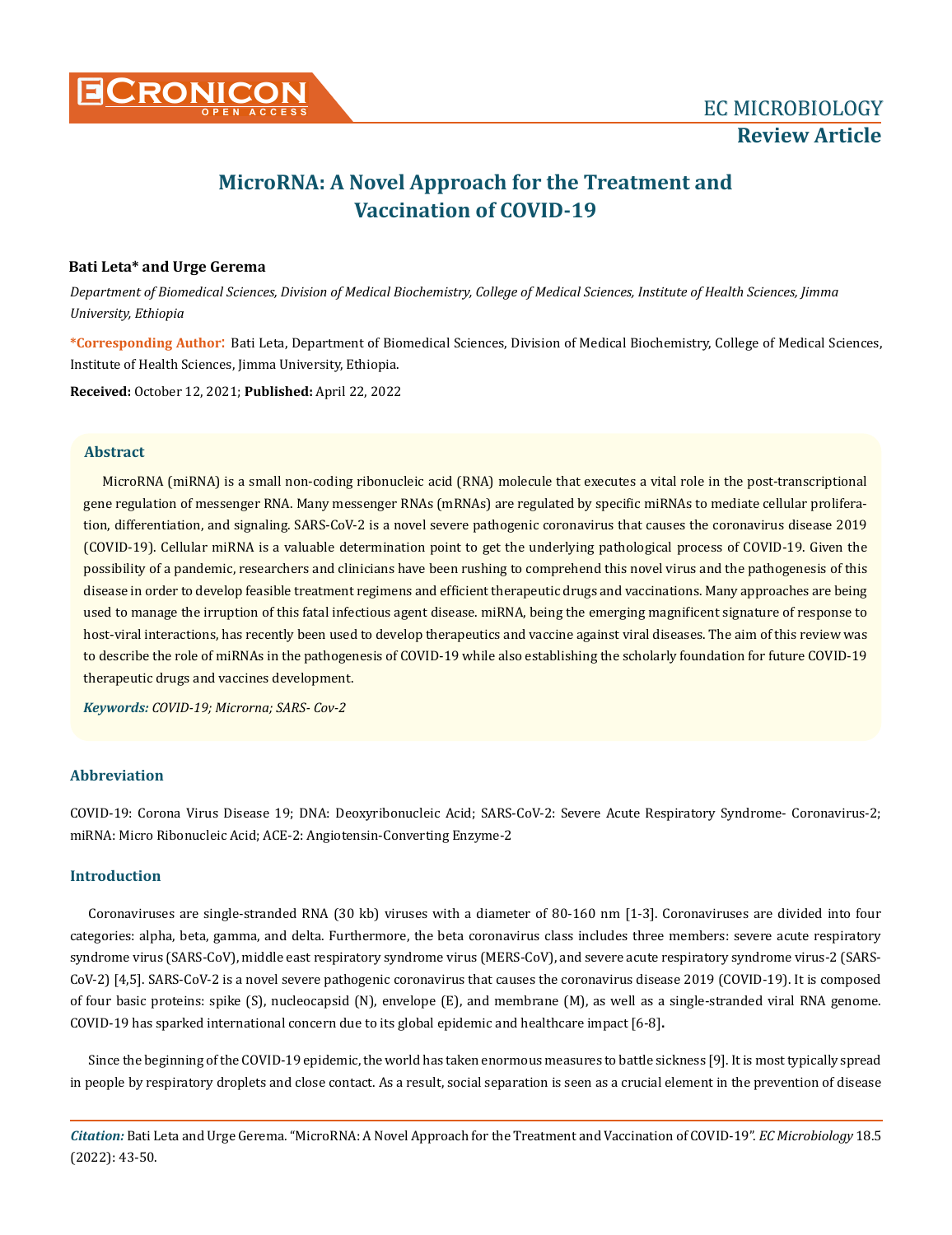EC MICROBIOLOGY

**Review Article**

# MicroRNA: A Novel Approach for the Treatment and Vaccination of COVID-19

**Bati Leta\* and Urge Gerema**

*Department of Biomedical Sciences, Division of Medical Biochemistry, College of Medical Sciences, Institute of Health Sciences, Jimma University, Ethiopia*

**\*Corresponding Author**: Bati Leta, Department of Biomedical Sciences, Division of Medical Biochemistry, College of Medical Sciences, Institute of Health Sciences, Jimma University, Ethiopia.

**Received:** October 12, 2021; **Published:** April 22, 2022

## Abstract

MicroRNA (miRNA) is a small non-coding ribonucleic acid (RNA) molecule that executes a vital role in the post-transcriptional gene regulation of messenger RNA. Many messenger RNAs (mRNAs) are regulated by specific miRNAs to mediate cellular proliferation, differentiation, and signaling. SARS-CoV-2 is a novel severe pathogenic coronavirus that causes the coronavirus disease 2019 (COVID-19). Cellular miRNA is a valuable determination point to get the underlying pathological process of COVID-19. Given the possibility of a pandemic, researchers and clinicians have been rushing to comprehend this novel virus and the pathogenesis of this disease in order to develop feasible treatment regimens and efficient therapeutic drugs and vaccinations. Many approaches are being used to manage the irruption of this fatal infectious agent disease. miRNA, being the emerging magnificent signature of response to host-viral interactions, has recently been used to develop therapeutics and vaccine against viral diseases. The aim of this review was to describe the role of miRNAs in the pathogenesis of COVID-19 while also establishing the scholarly foundation for future COVID-19 therapeutic drugs and vaccines development.

***Keywords:*** *COVID-19; Microrna; SARS- Cov-2*

## Abbreviation

COVID-19: Corona Virus Disease 19; DNA: Deoxyribonucleic Acid; SARS-CoV-2: Severe Acute Respiratory Syndrome- Coronavirus-2; miRNA: Micro Ribonucleic Acid; ACE-2: Angiotensin-Converting Enzyme-2

## Introduction

Coronaviruses are single-stranded RNA (30 kb) viruses with a diameter of 80-160 nm [1-3]. Coronaviruses are divided into four categories: alpha, beta, gamma, and delta. Furthermore, the beta coronavirus class includes three members: severe acute respiratory syndrome virus (SARS-CoV), middle east respiratory syndrome virus (MERS-CoV), and severe acute respiratory syndrome virus-2 (SARS-CoV-2) [4,5]. SARS-CoV-2 is a novel severe pathogenic coronavirus that causes the coronavirus disease 2019 (COVID-19). It is composed of four basic proteins: spike (S), nucleocapsid (N), envelope (E), and membrane (M), as well as a single-stranded viral RNA genome. COVID-19 has sparked international concern due to its global epidemic and healthcare impact [6-8].

Since the beginning of the COVID-19 epidemic, the world has taken enormous measures to battle sickness [9]. It is most typically spread in people by respiratory droplets and close contact. As a result, social separation is seen as a crucial element in the prevention of disease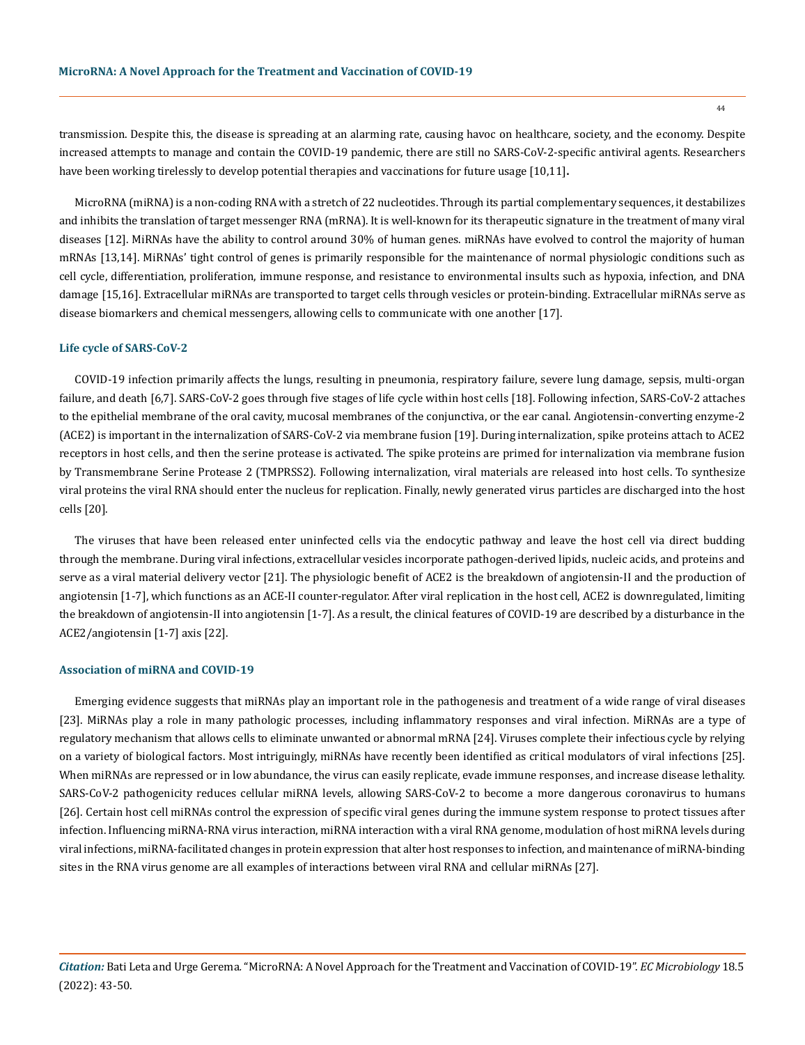transmission. Despite this, the disease is spreading at an alarming rate, causing havoc on healthcare, society, and the economy. Despite increased attempts to manage and contain the COVID-19 pandemic, there are still no SARS-CoV-2-specific antiviral agents. Researchers have been working tirelessly to develop potential therapies and vaccinations for future usage [10,11].

MicroRNA (miRNA) is a non-coding RNA with a stretch of 22 nucleotides. Through its partial complementary sequences, it destabilizes and inhibits the translation of target messenger RNA (mRNA). It is well-known for its therapeutic signature in the treatment of many viral diseases [12]. MiRNAs have the ability to control around 30% of human genes. miRNAs have evolved to control the majority of human mRNAs [13,14]. MiRNAs' tight control of genes is primarily responsible for the maintenance of normal physiologic conditions such as cell cycle, differentiation, proliferation, immune response, and resistance to environmental insults such as hypoxia, infection, and DNA damage [15,16]. Extracellular miRNAs are transported to target cells through vesicles or protein-binding. Extracellular miRNAs serve as disease biomarkers and chemical messengers, allowing cells to communicate with one another [17].

### Life cycle of SARS-CoV-2

COVID-19 infection primarily affects the lungs, resulting in pneumonia, respiratory failure, severe lung damage, sepsis, multi-organ failure, and death [6,7]. SARS-CoV-2 goes through five stages of life cycle within host cells [18]. Following infection, SARS-CoV-2 attaches to the epithelial membrane of the oral cavity, mucosal membranes of the conjunctiva, or the ear canal. Angiotensin-converting enzyme-2 (ACE2) is important in the internalization of SARS-CoV-2 via membrane fusion [19]. During internalization, spike proteins attach to ACE2 receptors in host cells, and then the serine protease is activated. The spike proteins are primed for internalization via membrane fusion by Transmembrane Serine Protease 2 (TMPRSS2). Following internalization, viral materials are released into host cells. To synthesize viral proteins the viral RNA should enter the nucleus for replication. Finally, newly generated virus particles are discharged into the host cells [20].

The viruses that have been released enter uninfected cells via the endocytic pathway and leave the host cell via direct budding through the membrane. During viral infections, extracellular vesicles incorporate pathogen-derived lipids, nucleic acids, and proteins and serve as a viral material delivery vector [21]. The physiologic benefit of ACE2 is the breakdown of angiotensin-II and the production of angiotensin [1-7], which functions as an ACE-II counter-regulator. After viral replication in the host cell, ACE2 is downregulated, limiting the breakdown of angiotensin-II into angiotensin [1-7]. As a result, the clinical features of COVID-19 are described by a disturbance in the ACE2/angiotensin [1-7] axis [22].

### Association of miRNA and COVID-19

Emerging evidence suggests that miRNAs play an important role in the pathogenesis and treatment of a wide range of viral diseases [23]. MiRNAs play a role in many pathologic processes, including inflammatory responses and viral infection. MiRNAs are a type of regulatory mechanism that allows cells to eliminate unwanted or abnormal mRNA [24]. Viruses complete their infectious cycle by relying on a variety of biological factors. Most intriguingly, miRNAs have recently been identified as critical modulators of viral infections [25]. When miRNAs are repressed or in low abundance, the virus can easily replicate, evade immune responses, and increase disease lethality. SARS-CoV-2 pathogenicity reduces cellular miRNA levels, allowing SARS-CoV-2 to become a more dangerous coronavirus to humans [26]. Certain host cell miRNAs control the expression of specific viral genes during the immune system response to protect tissues after infection. Influencing miRNA-RNA virus interaction, miRNA interaction with a viral RNA genome, modulation of host miRNA levels during viral infections, miRNA-facilitated changes in protein expression that alter host responses to infection, and maintenance of miRNA-binding sites in the RNA virus genome are all examples of interactions between viral RNA and cellular miRNAs [27].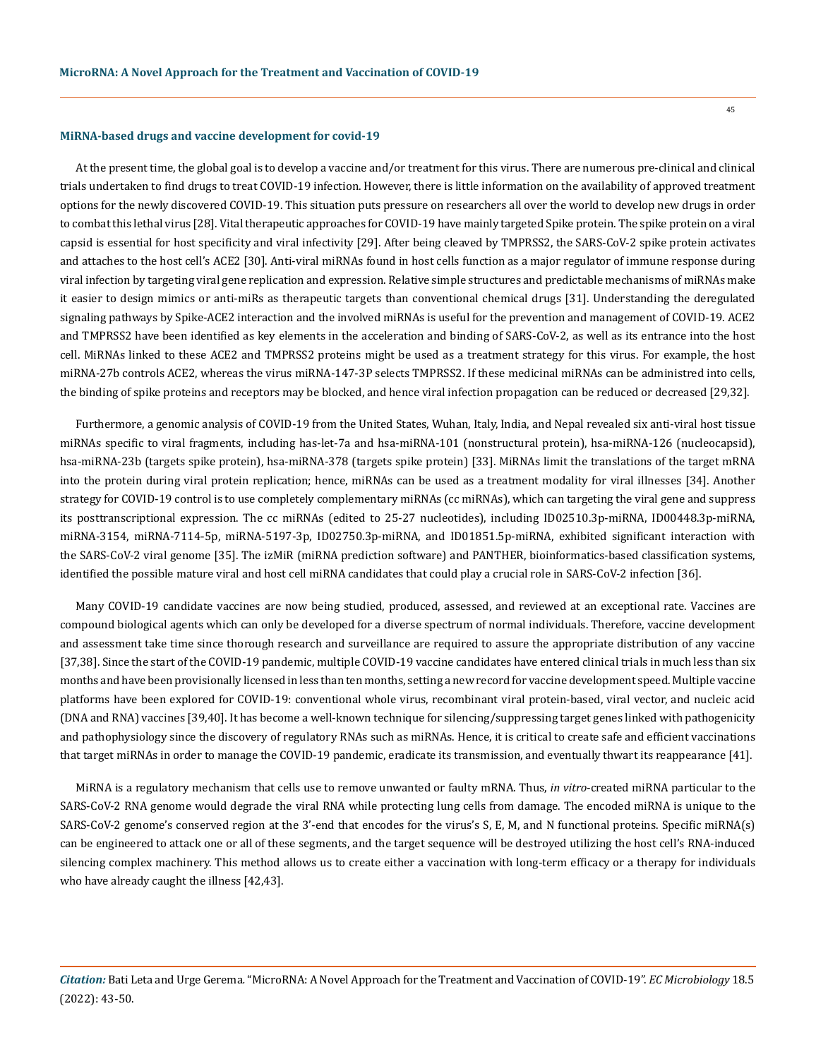### MiRNA-based drugs and vaccine development for covid-19

At the present time, the global goal is to develop a vaccine and/or treatment for this virus. There are numerous pre-clinical and clinical trials undertaken to find drugs to treat COVID-19 infection. However, there is little information on the availability of approved treatment options for the newly discovered COVID-19. This situation puts pressure on researchers all over the world to develop new drugs in order to combat this lethal virus [28]. Vital therapeutic approaches for COVID-19 have mainly targeted Spike protein. The spike protein on a viral capsid is essential for host specificity and viral infectivity [29]. After being cleaved by TMPRSS2, the SARS-CoV-2 spike protein activates and attaches to the host cell's ACE2 [30]. Anti-viral miRNAs found in host cells function as a major regulator of immune response during viral infection by targeting viral gene replication and expression. Relative simple structures and predictable mechanisms of miRNAs make it easier to design mimics or anti-miRs as therapeutic targets than conventional chemical drugs [31]. Understanding the deregulated signaling pathways by Spike-ACE2 interaction and the involved miRNAs is useful for the prevention and management of COVID-19. ACE2 and TMPRSS2 have been identified as key elements in the acceleration and binding of SARS-CoV-2, as well as its entrance into the host cell. MiRNAs linked to these ACE2 and TMPRSS2 proteins might be used as a treatment strategy for this virus. For example, the host miRNA-27b controls ACE2, whereas the virus miRNA-147-3P selects TMPRSS2. If these medicinal miRNAs can be administred into cells, the binding of spike proteins and receptors may be blocked, and hence viral infection propagation can be reduced or decreased [29,32].

Furthermore, a genomic analysis of COVID-19 from the United States, Wuhan, Italy, India, and Nepal revealed six anti-viral host tissue miRNAs specific to viral fragments, including has-let-7a and hsa-miRNA-101 (nonstructural protein), hsa-miRNA-126 (nucleocapsid), hsa-miRNA-23b (targets spike protein), hsa-miRNA-378 (targets spike protein) [33]. MiRNAs limit the translations of the target mRNA into the protein during viral protein replication; hence, miRNAs can be used as a treatment modality for viral illnesses [34]. Another strategy for COVID-19 control is to use completely complementary miRNAs (cc miRNAs), which can targeting the viral gene and suppress its posttranscriptional expression. The cc miRNAs (edited to 25-27 nucleotides), including ID02510.3p-miRNA, ID00448.3p-miRNA, miRNA-3154, miRNA-7114-5p, miRNA-5197-3p, ID02750.3p-miRNA, and ID01851.5p-miRNA, exhibited significant interaction with the SARS-CoV-2 viral genome [35]. The izMiR (miRNA prediction software) and PANTHER, bioinformatics-based classification systems, identified the possible mature viral and host cell miRNA candidates that could play a crucial role in SARS-CoV-2 infection [36].

Many COVID-19 candidate vaccines are now being studied, produced, assessed, and reviewed at an exceptional rate. Vaccines are compound biological agents which can only be developed for a diverse spectrum of normal individuals. Therefore, vaccine development and assessment take time since thorough research and surveillance are required to assure the appropriate distribution of any vaccine [37,38]. Since the start of the COVID-19 pandemic, multiple COVID-19 vaccine candidates have entered clinical trials in much less than six months and have been provisionally licensed in less than ten months, setting a new record for vaccine development speed. Multiple vaccine platforms have been explored for COVID-19: conventional whole virus, recombinant viral protein-based, viral vector, and nucleic acid (DNA and RNA) vaccines [39,40]. It has become a well-known technique for silencing/suppressing target genes linked with pathogenicity and pathophysiology since the discovery of regulatory RNAs such as miRNAs. Hence, it is critical to create safe and efficient vaccinations that target miRNAs in order to manage the COVID-19 pandemic, eradicate its transmission, and eventually thwart its reappearance [41].

MiRNA is a regulatory mechanism that cells use to remove unwanted or faulty mRNA. Thus, *in vitro*-created miRNA particular to the SARS-CoV-2 RNA genome would degrade the viral RNA while protecting lung cells from damage. The encoded miRNA is unique to the SARS-CoV-2 genome's conserved region at the 3'-end that encodes for the virus's S, E, M, and N functional proteins. Specific miRNA(s) can be engineered to attack one or all of these segments, and the target sequence will be destroyed utilizing the host cell's RNA-induced silencing complex machinery. This method allows us to create either a vaccination with long-term efficacy or a therapy for individuals who have already caught the illness [42,43].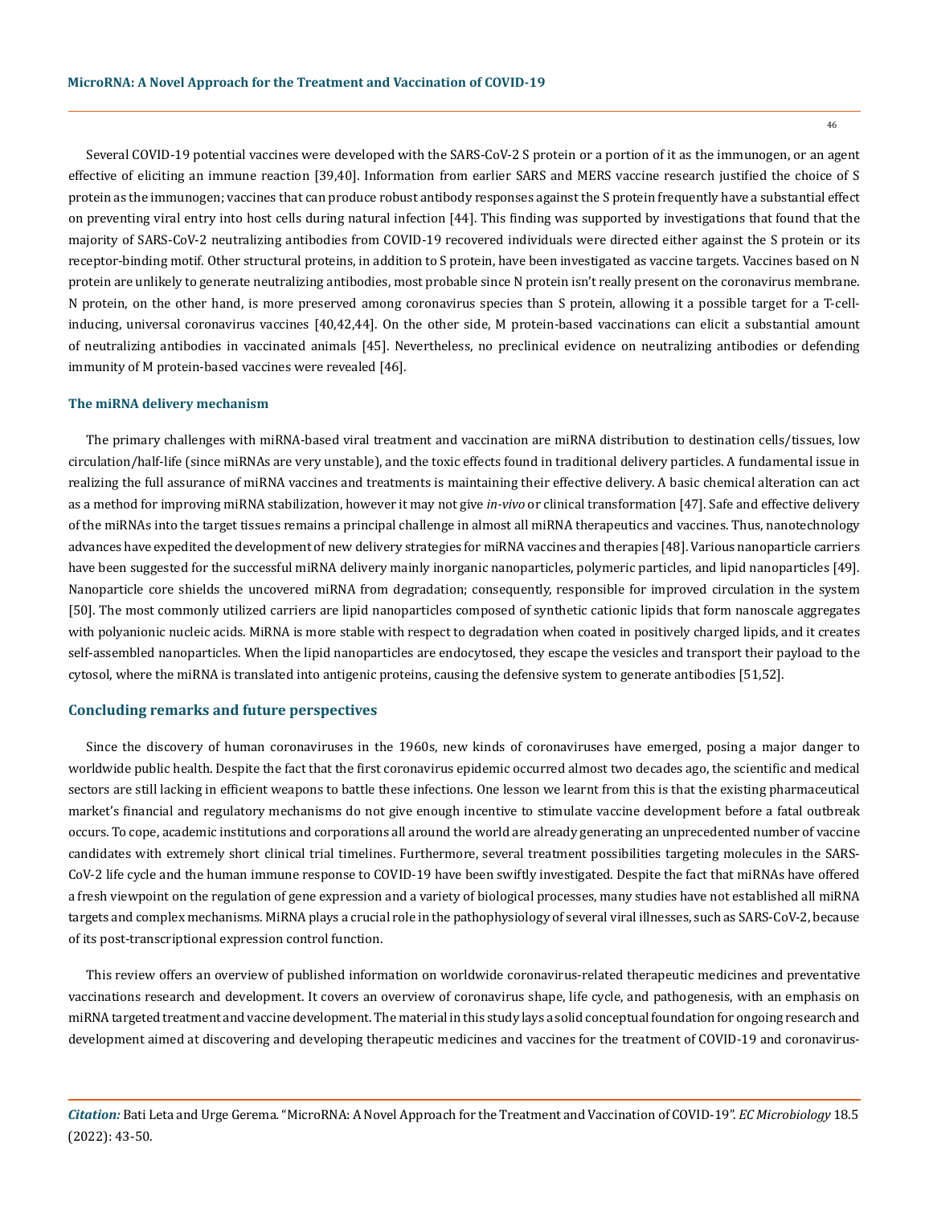Several COVID-19 potential vaccines were developed with the SARS-CoV-2 S protein or a portion of it as the immunogen, or an agent effective of eliciting an immune reaction [39,40]. Information from earlier SARS and MERS vaccine research justified the choice of S protein as the immunogen; vaccines that can produce robust antibody responses against the S protein frequently have a substantial effect on preventing viral entry into host cells during natural infection [44]. This finding was supported by investigations that found that the majority of SARS-CoV-2 neutralizing antibodies from COVID-19 recovered individuals were directed either against the S protein or its receptor-binding motif. Other structural proteins, in addition to S protein, have been investigated as vaccine targets. Vaccines based on N protein are unlikely to generate neutralizing antibodies, most probable since N protein isn't really present on the coronavirus membrane. N protein, on the other hand, is more preserved among coronavirus species than S protein, allowing it a possible target for a T-cell-inducing, universal coronavirus vaccines [40,42,44]. On the other side, M protein-based vaccinations can elicit a substantial amount of neutralizing antibodies in vaccinated animals [45]. Nevertheless, no preclinical evidence on neutralizing antibodies or defending immunity of M protein-based vaccines were revealed [46].

### The miRNA delivery mechanism

The primary challenges with miRNA-based viral treatment and vaccination are miRNA distribution to destination cells/tissues, low circulation/half-life (since miRNAs are very unstable), and the toxic effects found in traditional delivery particles. A fundamental issue in realizing the full assurance of miRNA vaccines and treatments is maintaining their effective delivery. A basic chemical alteration can act as a method for improving miRNA stabilization, however it may not give *in-vivo* or clinical transformation [47]. Safe and effective delivery of the miRNAs into the target tissues remains a principal challenge in almost all miRNA therapeutics and vaccines. Thus, nanotechnology advances have expedited the development of new delivery strategies for miRNA vaccines and therapies [48]. Various nanoparticle carriers have been suggested for the successful miRNA delivery mainly inorganic nanoparticles, polymeric particles, and lipid nanoparticles [49]. Nanoparticle core shields the uncovered miRNA from degradation; consequently, responsible for improved circulation in the system [50]. The most commonly utilized carriers are lipid nanoparticles composed of synthetic cationic lipids that form nanoscale aggregates with polyanionic nucleic acids. MiRNA is more stable with respect to degradation when coated in positively charged lipids, and it creates self-assembled nanoparticles. When the lipid nanoparticles are endocytosed, they escape the vesicles and transport their payload to the cytosol, where the miRNA is translated into antigenic proteins, causing the defensive system to generate antibodies [51,52].

## Concluding remarks and future perspectives

Since the discovery of human coronaviruses in the 1960s, new kinds of coronaviruses have emerged, posing a major danger to worldwide public health. Despite the fact that the first coronavirus epidemic occurred almost two decades ago, the scientific and medical sectors are still lacking in efficient weapons to battle these infections. One lesson we learnt from this is that the existing pharmaceutical market's financial and regulatory mechanisms do not give enough incentive to stimulate vaccine development before a fatal outbreak occurs. To cope, academic institutions and corporations all around the world are already generating an unprecedented number of vaccine candidates with extremely short clinical trial timelines. Furthermore, several treatment possibilities targeting molecules in the SARS-CoV-2 life cycle and the human immune response to COVID-19 have been swiftly investigated. Despite the fact that miRNAs have offered a fresh viewpoint on the regulation of gene expression and a variety of biological processes, many studies have not established all miRNA targets and complex mechanisms. MiRNA plays a crucial role in the pathophysiology of several viral illnesses, such as SARS-CoV-2, because of its post-transcriptional expression control function.

This review offers an overview of published information on worldwide coronavirus-related therapeutic medicines and preventative vaccinations research and development. It covers an overview of coronavirus shape, life cycle, and pathogenesis, with an emphasis on miRNA targeted treatment and vaccine development. The material in this study lays a solid conceptual foundation for ongoing research and development aimed at discovering and developing therapeutic medicines and vaccines for the treatment of COVID-19 and coronavirus-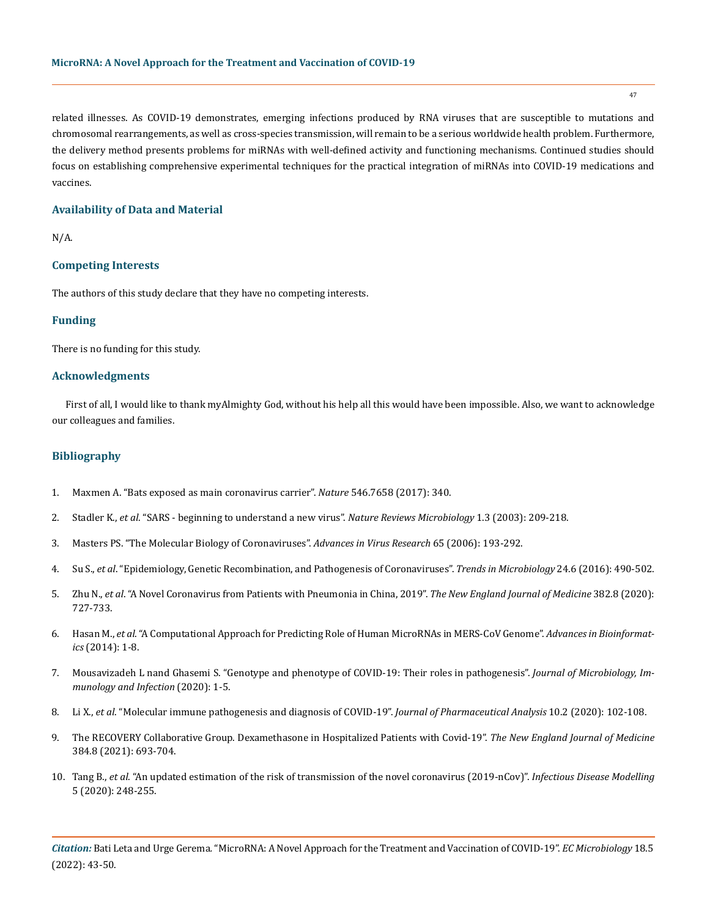related illnesses. As COVID-19 demonstrates, emerging infections produced by RNA viruses that are susceptible to mutations and chromosomal rearrangements, as well as cross-species transmission, will remain to be a serious worldwide health problem. Furthermore, the delivery method presents problems for miRNAs with well-defined activity and functioning mechanisms. Continued studies should focus on establishing comprehensive experimental techniques for the practical integration of miRNAs into COVID-19 medications and vaccines.

## Availability of Data and Material

N/A.

## Competing Interests

The authors of this study declare that they have no competing interests.

## Funding

There is no funding for this study.

## Acknowledgments

First of all, I would like to thank myAlmighty God, without his help all this would have been impossible. Also, we want to acknowledge our colleagues and families.

## Bibliography

1. Maxmen A. "Bats exposed as main coronavirus carrier". *Nature* 546.7658 (2017): 340.
2. Stadler K., *et al*. "SARS - beginning to understand a new virus". *Nature Reviews Microbiology* 1.3 (2003): 209-218.
3. Masters PS. "The Molecular Biology of Coronaviruses". *Advances in Virus Research* 65 (2006): 193-292.
4. Su S., *et al*. "Epidemiology, Genetic Recombination, and Pathogenesis of Coronaviruses". *Trends in Microbiology* 24.6 (2016): 490-502.
5. Zhu N., *et al*. "A Novel Coronavirus from Patients with Pneumonia in China, 2019". *The New England Journal of Medicine* 382.8 (2020): 727-733.
6. Hasan M., *et al*. "A Computational Approach for Predicting Role of Human MicroRNAs in MERS-CoV Genome". *Advances in Bioinformatics* (2014): 1-8.
7. Mousavizadeh L nand Ghasemi S. "Genotype and phenotype of COVID-19: Their roles in pathogenesis". *Journal of Microbiology, Immunology and Infection* (2020): 1-5.
8. Li X., *et al*. "Molecular immune pathogenesis and diagnosis of COVID-19". *Journal of Pharmaceutical Analysis* 10.2 (2020): 102-108.
9. The RECOVERY Collaborative Group. Dexamethasone in Hospitalized Patients with Covid-19". *The New England Journal of Medicine* 384.8 (2021): 693-704.
10. Tang B., *et al*. "An updated estimation of the risk of transmission of the novel coronavirus (2019-nCov)". *Infectious Disease Modelling* 5 (2020): 248-255.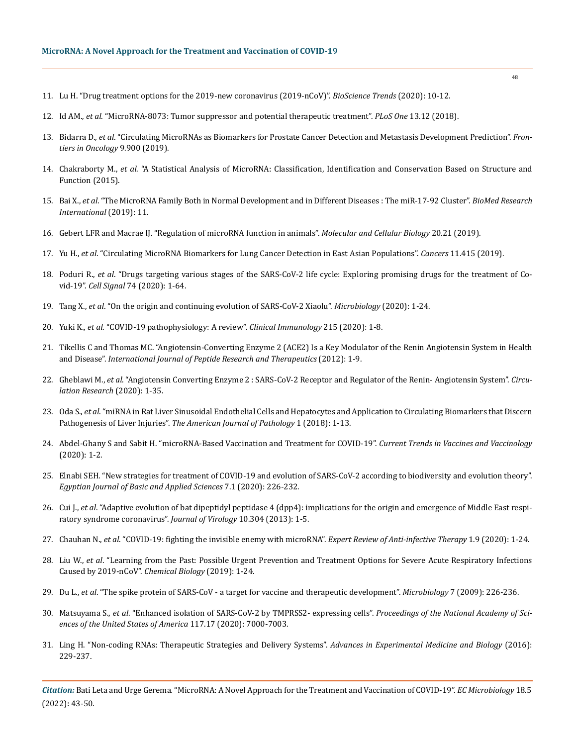11. Lu H. "Drug treatment options for the 2019-new coronavirus (2019-nCoV)". *BioScience Trends* (2020): 10-12.

12. Id AM., *et al*. "MicroRNA-8073: Tumor suppressor and potential therapeutic treatment". *PLoS One* 13.12 (2018).

13. Bidarra D., *et al*. "Circulating MicroRNAs as Biomarkers for Prostate Cancer Detection and Metastasis Development Prediction". *Frontiers in Oncology* 9.900 (2019).

14. Chakraborty M., *et al*. "A Statistical Analysis of MicroRNA: Classification, Identification and Conservation Based on Structure and Function (2015).

15. Bai X., *et al*. "The MicroRNA Family Both in Normal Development and in Different Diseases : The miR-17-92 Cluster". *BioMed Research International* (2019): 11.

16. Gebert LFR and Macrae IJ. "Regulation of microRNA function in animals". *Molecular and Cellular Biology* 20.21 (2019).

17. Yu H., *et al*. "Circulating MicroRNA Biomarkers for Lung Cancer Detection in East Asian Populations". *Cancers* 11.415 (2019).

18. Poduri R., *et al*. "Drugs targeting various stages of the SARS-CoV-2 life cycle: Exploring promising drugs for the treatment of Covid-19". *Cell Signal* 74 (2020): 1-64.

19. Tang X., *et al*. "On the origin and continuing evolution of SARS-CoV-2 Xiaolu". *Microbiology* (2020): 1-24.

20. Yuki K., *et al*. "COVID-19 pathophysiology: A review". *Clinical Immunology* 215 (2020): 1-8.

21. Tikellis C and Thomas MC. "Angiotensin-Converting Enzyme 2 (ACE2) Is a Key Modulator of the Renin Angiotensin System in Health and Disease". *International Journal of Peptide Research and Therapeutics* (2012): 1-9.

22. Gheblawi M., *et al*. "Angiotensin Converting Enzyme 2 : SARS-CoV-2 Receptor and Regulator of the Renin- Angiotensin System". *Circulation Research* (2020): 1-35.

23. Oda S., *et al*. "miRNA in Rat Liver Sinusoidal Endothelial Cells and Hepatocytes and Application to Circulating Biomarkers that Discern Pathogenesis of Liver Injuries". *The American Journal of Pathology* 1 (2018): 1-13.

24. Abdel-Ghany S and Sabit H. "microRNA-Based Vaccination and Treatment for COVID-19". *Current Trends in Vaccines and Vaccinology* (2020): 1-2.

25. Elnabi SEH. "New strategies for treatment of COVID-19 and evolution of SARS-CoV-2 according to biodiversity and evolution theory". *Egyptian Journal of Basic and Applied Sciences* 7.1 (2020): 226-232.

26. Cui J., *et al*. "Adaptive evolution of bat dipeptidyl peptidase 4 (dpp4): implications for the origin and emergence of Middle East respiratory syndrome coronavirus". *Journal of Virology* 10.304 (2013): 1-5.

27. Chauhan N., *et al*. "COVID-19: fighting the invisible enemy with microRNA". *Expert Review of Anti-infective Therapy* 1.9 (2020): 1-24.

28. Liu W., *et al*. "Learning from the Past: Possible Urgent Prevention and Treatment Options for Severe Acute Respiratory Infections Caused by 2019-nCoV". *Chemical Biology* (2019): 1-24.

29. Du L., *et al*. "The spike protein of SARS-CoV - a target for vaccine and therapeutic development". *Microbiology* 7 (2009): 226-236.

30. Matsuyama S., *et al*. "Enhanced isolation of SARS-CoV-2 by TMPRSS2- expressing cells". *Proceedings of the National Academy of Sciences of the United States of America* 117.17 (2020): 7000-7003.

31. Ling H. "Non-coding RNAs: Therapeutic Strategies and Delivery Systems". *Advances in Experimental Medicine and Biology* (2016): 229-237.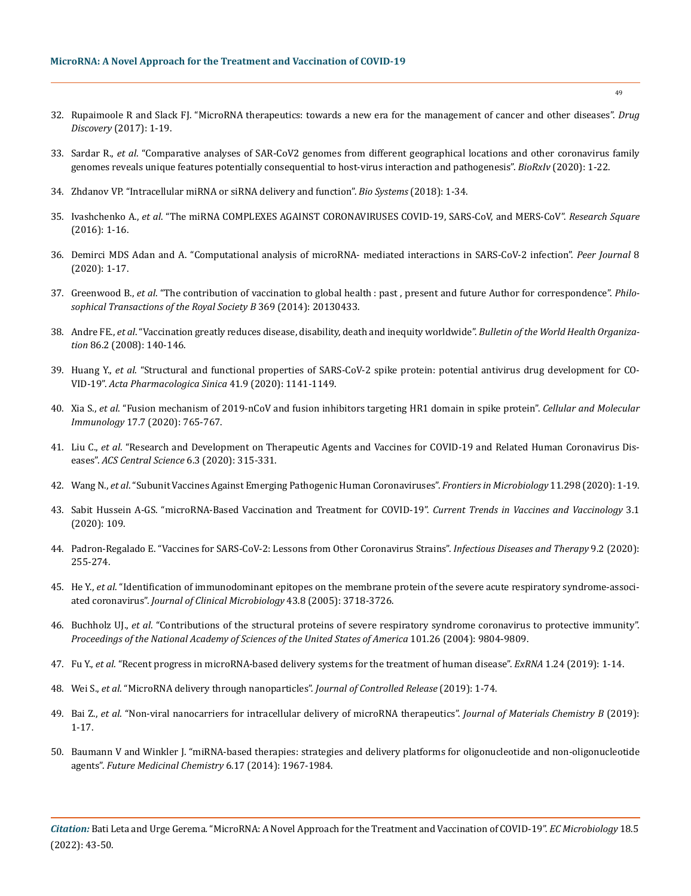32. Rupaimoole R and Slack FJ. "MicroRNA therapeutics: towards a new era for the management of cancer and other diseases". *Drug Discovery* (2017): 1-19.
33. Sardar R., *et al*. "Comparative analyses of SAR-CoV2 genomes from different geographical locations and other coronavirus family genomes reveals unique features potentially consequential to host-virus interaction and pathogenesis". *BioRxIv* (2020): 1-22.
34. Zhdanov VP. "Intracellular miRNA or siRNA delivery and function". *Bio Systems* (2018): 1-34.
35. Ivashchenko A., *et al*. "The miRNA COMPLEXES AGAINST CORONAVIRUSES COVID-19, SARS-CoV, and MERS-CoV". *Research Square* (2016): 1-16.
36. Demirci MDS Adan and A. "Computational analysis of microRNA- mediated interactions in SARS-CoV-2 infection". *Peer Journal* 8 (2020): 1-17.
37. Greenwood B., *et al*. "The contribution of vaccination to global health : past , present and future Author for correspondence". *Philosophical Transactions of the Royal Society B* 369 (2014): 20130433.
38. Andre FE., *et al*. "Vaccination greatly reduces disease, disability, death and inequity worldwide". *Bulletin of the World Health Organization* 86.2 (2008): 140-146.
39. Huang Y., *et al*. "Structural and functional properties of SARS-CoV-2 spike protein: potential antivirus drug development for COVID-19". *Acta Pharmacologica Sinica* 41.9 (2020): 1141-1149.
40. Xia S., *et al*. "Fusion mechanism of 2019-nCoV and fusion inhibitors targeting HR1 domain in spike protein". *Cellular and Molecular Immunology* 17.7 (2020): 765-767.
41. Liu C., *et al*. "Research and Development on Therapeutic Agents and Vaccines for COVID-19 and Related Human Coronavirus Diseases". *ACS Central Science* 6.3 (2020): 315-331.
42. Wang N., *et al*. "Subunit Vaccines Against Emerging Pathogenic Human Coronaviruses". *Frontiers in Microbiology* 11.298 (2020): 1-19.
43. Sabit Hussein A-GS. "microRNA-Based Vaccination and Treatment for COVID-19". *Current Trends in Vaccines and Vaccinology* 3.1 (2020): 109.
44. Padron-Regalado E. "Vaccines for SARS-CoV-2: Lessons from Other Coronavirus Strains". *Infectious Diseases and Therapy* 9.2 (2020): 255-274.
45. He Y., *et al*. "Identification of immunodominant epitopes on the membrane protein of the severe acute respiratory syndrome-associated coronavirus". *Journal of Clinical Microbiology* 43.8 (2005): 3718-3726.
46. Buchholz UJ., *et al*. "Contributions of the structural proteins of severe respiratory syndrome coronavirus to protective immunity". *Proceedings of the National Academy of Sciences of the United States of America* 101.26 (2004): 9804-9809.
47. Fu Y., *et al*. "Recent progress in microRNA-based delivery systems for the treatment of human disease". *ExRNA* 1.24 (2019): 1-14.
48. Wei S., *et al*. "MicroRNA delivery through nanoparticles". *Journal of Controlled Release* (2019): 1-74.
49. Bai Z., *et al*. "Non-viral nanocarriers for intracellular delivery of microRNA therapeutics". *Journal of Materials Chemistry B* (2019): 1-17.
50. Baumann V and Winkler J. "miRNA-based therapies: strategies and delivery platforms for oligonucleotide and non-oligonucleotide agents". *Future Medicinal Chemistry* 6.17 (2014): 1967-1984.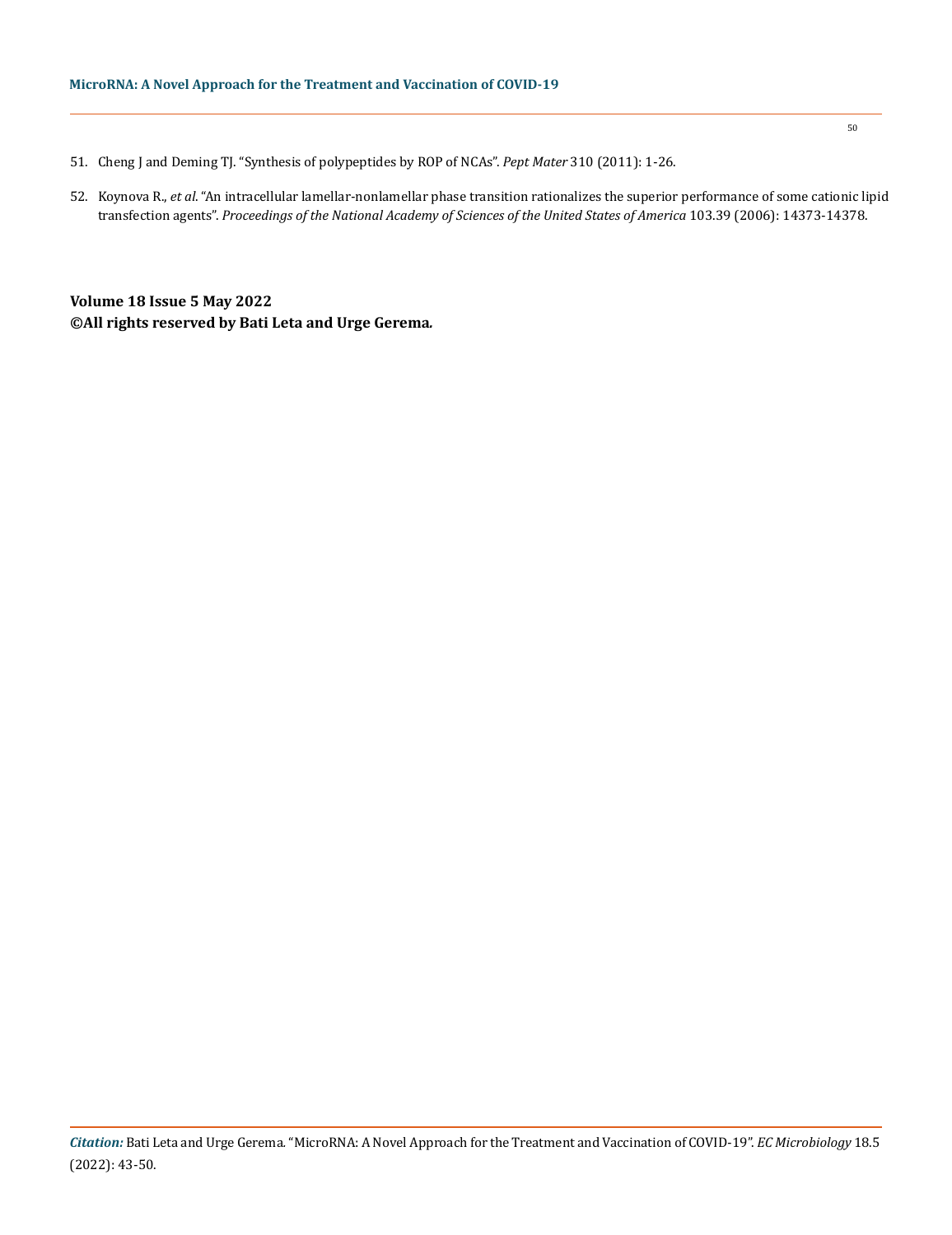51. Cheng J and Deming TJ. "Synthesis of polypeptides by ROP of NCAs". *Pept Mater* 310 (2011): 1-26.

52. Koynova R., *et al*. "An intracellular lamellar-nonlamellar phase transition rationalizes the superior performance of some cationic lipid transfection agents". *Proceedings of the National Academy of Sciences of the United States of America* 103.39 (2006): 14373-14378.

**Volume 18 Issue 5 May 2022**
**©All rights reserved by Bati Leta and Urge Gerema.**